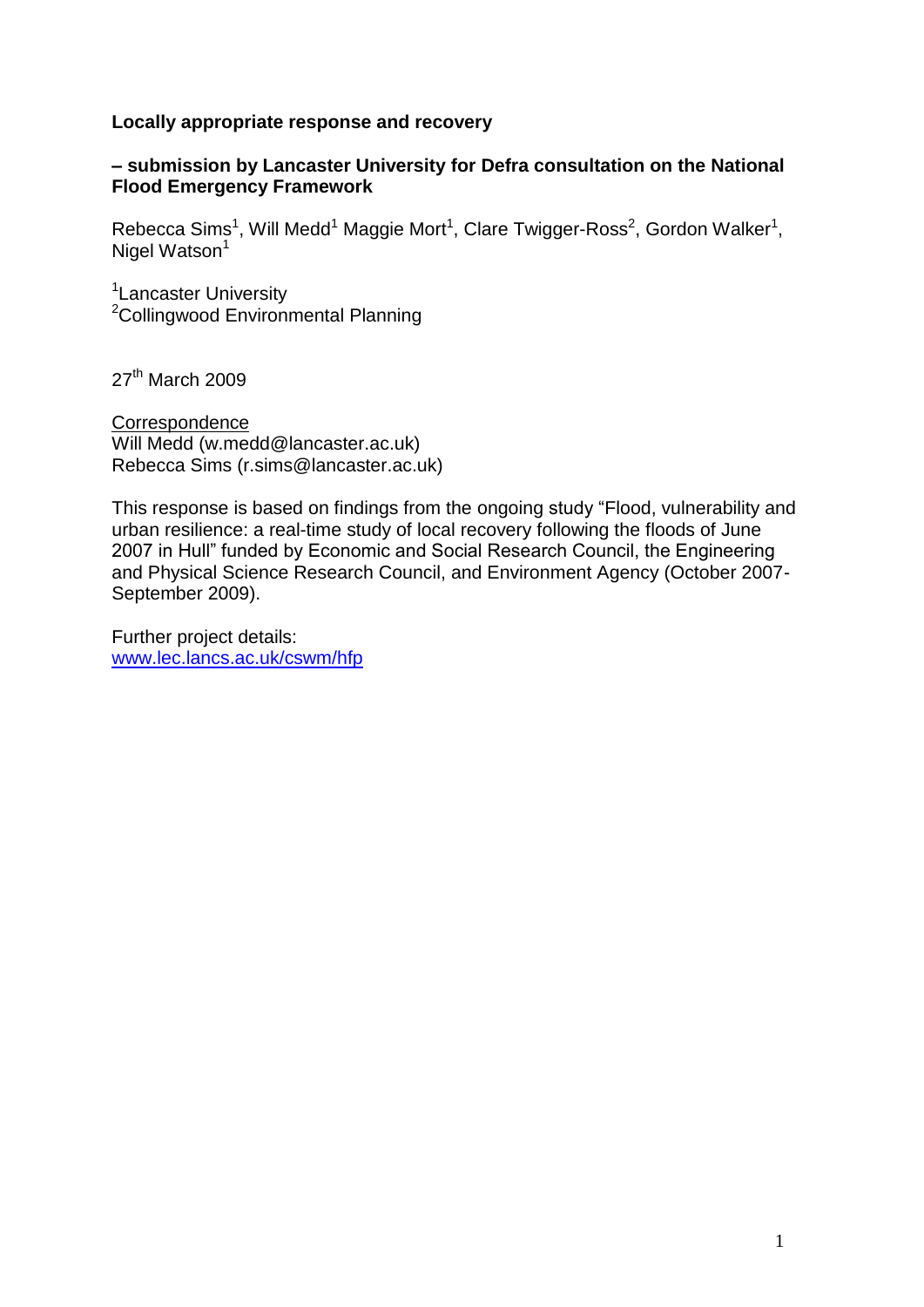**Locally appropriate response and recovery**

**– submission by Lancaster University for Defra consultation on the National Flood Emergency Framework**

Rebecca Sims[1], Will Medd[1] Maggie Mort[1], Clare Twigger-Ross[2], Gordon Walker[1], Nigel Watson[1]

[1]Lancaster University
[2]Collingwood Environmental Planning

27th March 2009

Correspondence
Will Medd (w.medd@lancaster.ac.uk)
Rebecca Sims (r.sims@lancaster.ac.uk)

This response is based on findings from the ongoing study "Flood, vulnerability and urban resilience: a real-time study of local recovery following the floods of June 2007 in Hull" funded by Economic and Social Research Council, the Engineering and Physical Science Research Council, and Environment Agency (October 2007-September 2009).

Further project details:
www.lec.lancs.ac.uk/cswm/hfp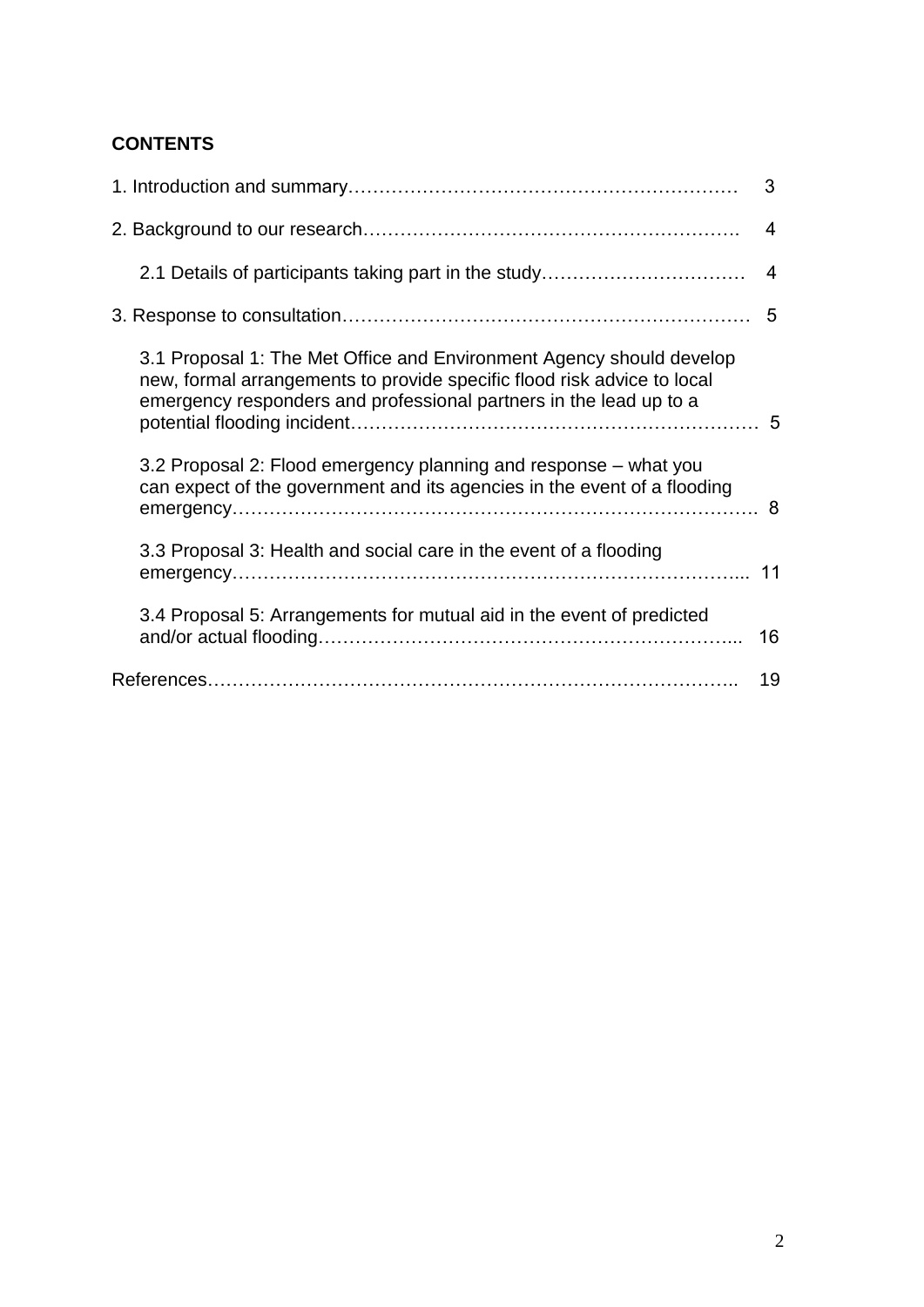**CONTENTS**

1. Introduction and summary……………………………………………………… 3

2. Background to our research……………………………………………………. 4

    2.1 Details of participants taking part in the study…………………………… 4

3. Response to consultation………………………………………………………… 5

    3.1 Proposal 1: The Met Office and Environment Agency should develop new, formal arrangements to provide specific flood risk advice to local emergency responders and professional partners in the lead up to a potential flooding incident………………………………………………………… 5

    3.2 Proposal 2: Flood emergency planning and response – what you can expect of the government and its agencies in the event of a flooding emergency……………………………………………………………………. 8

    3.3 Proposal 3: Health and social care in the event of a flooding emergency………………………………………………………………….... 11

    3.4 Proposal 5: Arrangements for mutual aid in the event of predicted and/or actual flooding…………………………………………………………... 16

References……………………………………………………………………….. 19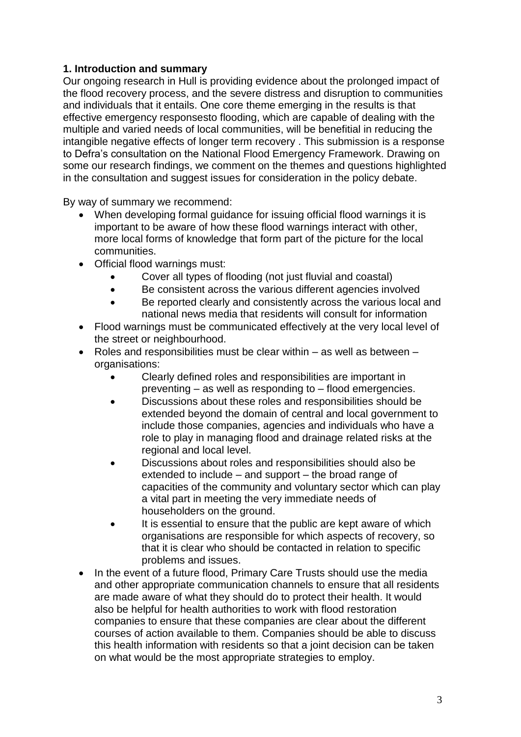**1. Introduction and summary**

Our ongoing research in Hull is providing evidence about the prolonged impact of the flood recovery process, and the severe distress and disruption to communities and individuals that it entails. One core theme emerging in the results is that effective emergency responsesto flooding, which are capable of dealing with the multiple and varied needs of local communities, will be benefitial in reducing the intangible negative effects of longer term recovery . This submission is a response to Defra's consultation on the National Flood Emergency Framework. Drawing on some our research findings, we comment on the themes and questions highlighted in the consultation and suggest issues for consideration in the policy debate.

By way of summary we recommend:

- When developing formal guidance for issuing official flood warnings it is important to be aware of how these flood warnings interact with other, more local forms of knowledge that form part of the picture for the local communities.
- Official flood warnings must:
    - Cover all types of flooding (not just fluvial and coastal)
    - Be consistent across the various different agencies involved
    - Be reported clearly and consistently across the various local and national news media that residents will consult for information
- Flood warnings must be communicated effectively at the very local level of the street or neighbourhood.
- Roles and responsibilities must be clear within – as well as between – organisations:
    - Clearly defined roles and responsibilities are important in preventing – as well as responding to – flood emergencies.
    - Discussions about these roles and responsibilities should be extended beyond the domain of central and local government to include those companies, agencies and individuals who have a role to play in managing flood and drainage related risks at the regional and local level.
    - Discussions about roles and responsibilities should also be extended to include – and support – the broad range of capacities of the community and voluntary sector which can play a vital part in meeting the very immediate needs of householders on the ground.
    - It is essential to ensure that the public are kept aware of which organisations are responsible for which aspects of recovery, so that it is clear who should be contacted in relation to specific problems and issues.
- In the event of a future flood, Primary Care Trusts should use the media and other appropriate communication channels to ensure that all residents are made aware of what they should do to protect their health. It would also be helpful for health authorities to work with flood restoration companies to ensure that these companies are clear about the different courses of action available to them. Companies should be able to discuss this health information with residents so that a joint decision can be taken on what would be the most appropriate strategies to employ.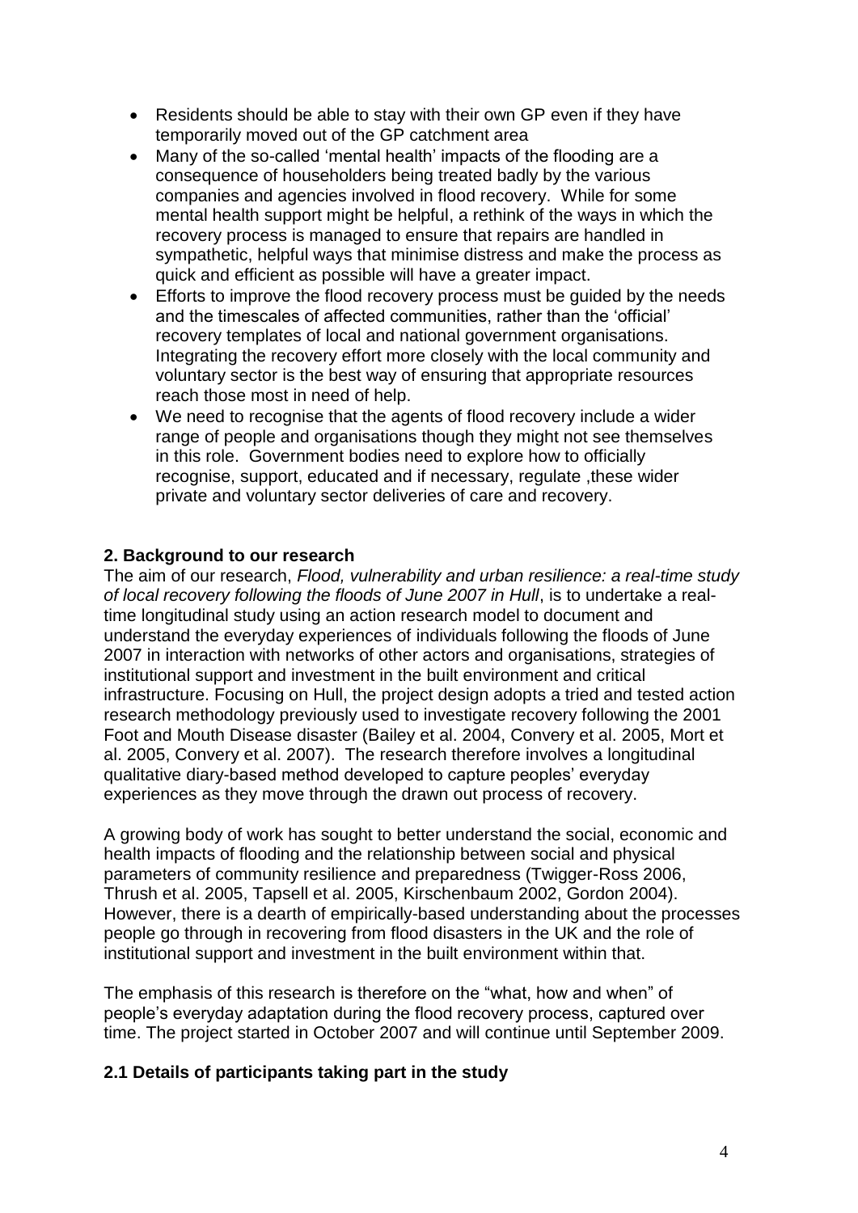- Residents should be able to stay with their own GP even if they have temporarily moved out of the GP catchment area
- Many of the so-called 'mental health' impacts of the flooding are a consequence of householders being treated badly by the various companies and agencies involved in flood recovery. While for some mental health support might be helpful, a rethink of the ways in which the recovery process is managed to ensure that repairs are handled in sympathetic, helpful ways that minimise distress and make the process as quick and efficient as possible will have a greater impact.
- Efforts to improve the flood recovery process must be guided by the needs and the timescales of affected communities, rather than the 'official' recovery templates of local and national government organisations. Integrating the recovery effort more closely with the local community and voluntary sector is the best way of ensuring that appropriate resources reach those most in need of help.
- We need to recognise that the agents of flood recovery include a wider range of people and organisations though they might not see themselves in this role. Government bodies need to explore how to officially recognise, support, educated and if necessary, regulate ,these wider private and voluntary sector deliveries of care and recovery.

## 2. Background to our research

The aim of our research, *Flood, vulnerability and urban resilience: a real-time study of local recovery following the floods of June 2007 in Hull*, is to undertake a real-time longitudinal study using an action research model to document and understand the everyday experiences of individuals following the floods of June 2007 in interaction with networks of other actors and organisations, strategies of institutional support and investment in the built environment and critical infrastructure. Focusing on Hull, the project design adopts a tried and tested action research methodology previously used to investigate recovery following the 2001 Foot and Mouth Disease disaster (Bailey et al. 2004, Convery et al. 2005, Mort et al. 2005, Convery et al. 2007). The research therefore involves a longitudinal qualitative diary-based method developed to capture peoples' everyday experiences as they move through the drawn out process of recovery.

A growing body of work has sought to better understand the social, economic and health impacts of flooding and the relationship between social and physical parameters of community resilience and preparedness (Twigger-Ross 2006, Thrush et al. 2005, Tapsell et al. 2005, Kirschenbaum 2002, Gordon 2004). However, there is a dearth of empirically-based understanding about the processes people go through in recovering from flood disasters in the UK and the role of institutional support and investment in the built environment within that.

The emphasis of this research is therefore on the "what, how and when" of people's everyday adaptation during the flood recovery process, captured over time. The project started in October 2007 and will continue until September 2009.

### 2.1 Details of participants taking part in the study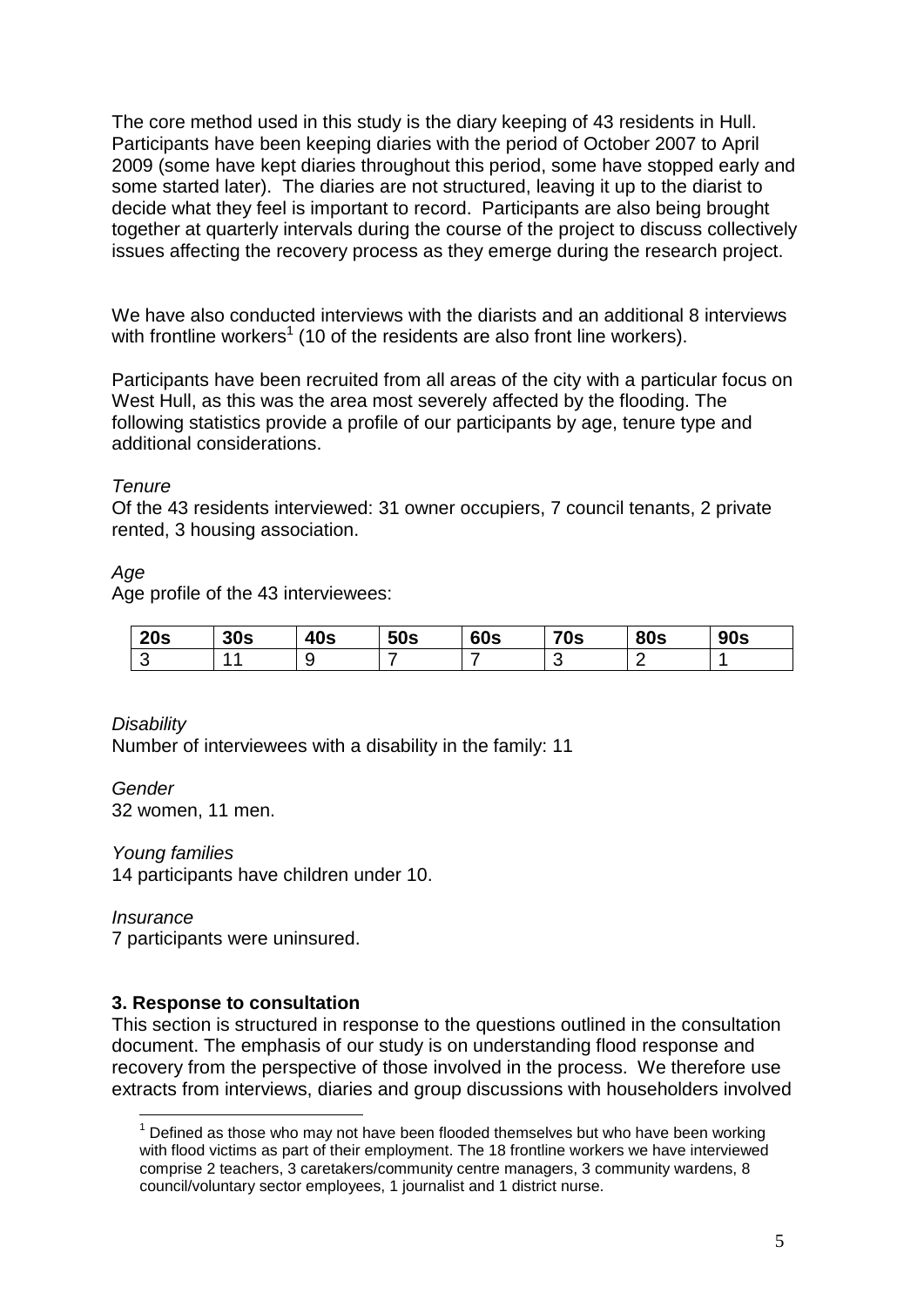The core method used in this study is the diary keeping of 43 residents in Hull. Participants have been keeping diaries with the period of October 2007 to April 2009 (some have kept diaries throughout this period, some have stopped early and some started later). The diaries are not structured, leaving it up to the diarist to decide what they feel is important to record. Participants are also being brought together at quarterly intervals during the course of the project to discuss collectively issues affecting the recovery process as they emerge during the research project.

We have also conducted interviews with the diarists and an additional 8 interviews with frontline workers[1] (10 of the residents are also front line workers).

Participants have been recruited from all areas of the city with a particular focus on West Hull, as this was the area most severely affected by the flooding. The following statistics provide a profile of our participants by age, tenure type and additional considerations.

*Tenure*

Of the 43 residents interviewed: 31 owner occupiers, 7 council tenants, 2 private rented, 3 housing association.

*Age*

Age profile of the 43 interviewees:

| 20s | 30s | 40s | 50s | 60s | 70s | 80s | 90s |
|---|---|---|---|---|---|---|---|
| 3 | 11 | 9 | 7 | 7 | 3 | 2 | 1 |

*Disability*

Number of interviewees with a disability in the family: 11

*Gender*

32 women, 11 men.

*Young families*

14 participants have children under 10.

*Insurance*

7 participants were uninsured.

### 3. Response to consultation

This section is structured in response to the questions outlined in the consultation document. The emphasis of our study is on understanding flood response and recovery from the perspective of those involved in the process. We therefore use extracts from interviews, diaries and group discussions with householders involved

[1] Defined as those who may not have been flooded themselves but who have been working with flood victims as part of their employment. The 18 frontline workers we have interviewed comprise 2 teachers, 3 caretakers/community centre managers, 3 community wardens, 8 council/voluntary sector employees, 1 journalist and 1 district nurse.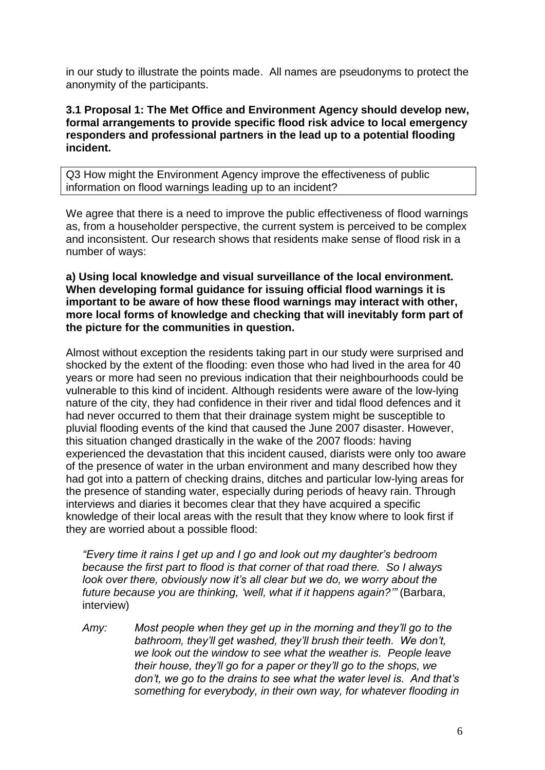in our study to illustrate the points made. All names are pseudonyms to protect the anonymity of the participants.

**3.1 Proposal 1: The Met Office and Environment Agency should develop new, formal arrangements to provide specific flood risk advice to local emergency responders and professional partners in the lead up to a potential flooding incident.**

| Q3 How might the Environment Agency improve the effectiveness of public information on flood warnings leading up to an incident? |
| --- |

We agree that there is a need to improve the public effectiveness of flood warnings as, from a householder perspective, the current system is perceived to be complex and inconsistent. Our research shows that residents make sense of flood risk in a number of ways:

**a) Using local knowledge and visual surveillance of the local environment. When developing formal guidance for issuing official flood warnings it is important to be aware of how these flood warnings may interact with other, more local forms of knowledge and checking that will inevitably form part of the picture for the communities in question.**

Almost without exception the residents taking part in our study were surprised and shocked by the extent of the flooding: even those who had lived in the area for 40 years or more had seen no previous indication that their neighbourhoods could be vulnerable to this kind of incident. Although residents were aware of the low-lying nature of the city, they had confidence in their river and tidal flood defences and it had never occurred to them that their drainage system might be susceptible to pluvial flooding events of the kind that caused the June 2007 disaster. However, this situation changed drastically in the wake of the 2007 floods: having experienced the devastation that this incident caused, diarists were only too aware of the presence of water in the urban environment and many described how they had got into a pattern of checking drains, ditches and particular low-lying areas for the presence of standing water, especially during periods of heavy rain. Through interviews and diaries it becomes clear that they have acquired a specific knowledge of their local areas with the result that they know where to look first if they are worried about a possible flood:

> *"Every time it rains I get up and I go and look out my daughter's bedroom because the first part to flood is that corner of that road there. So I always look over there, obviously now it's all clear but we do, we worry about the future because you are thinking, 'well, what if it happens again?'"* (Barbara, interview)

> *Amy: Most people when they get up in the morning and they'll go to the bathroom, they'll get washed, they'll brush their teeth. We don't, we look out the window to see what the weather is. People leave their house, they'll go for a paper or they'll go to the shops, we don't, we go to the drains to see what the water level is. And that's something for everybody, in their own way, for whatever flooding in*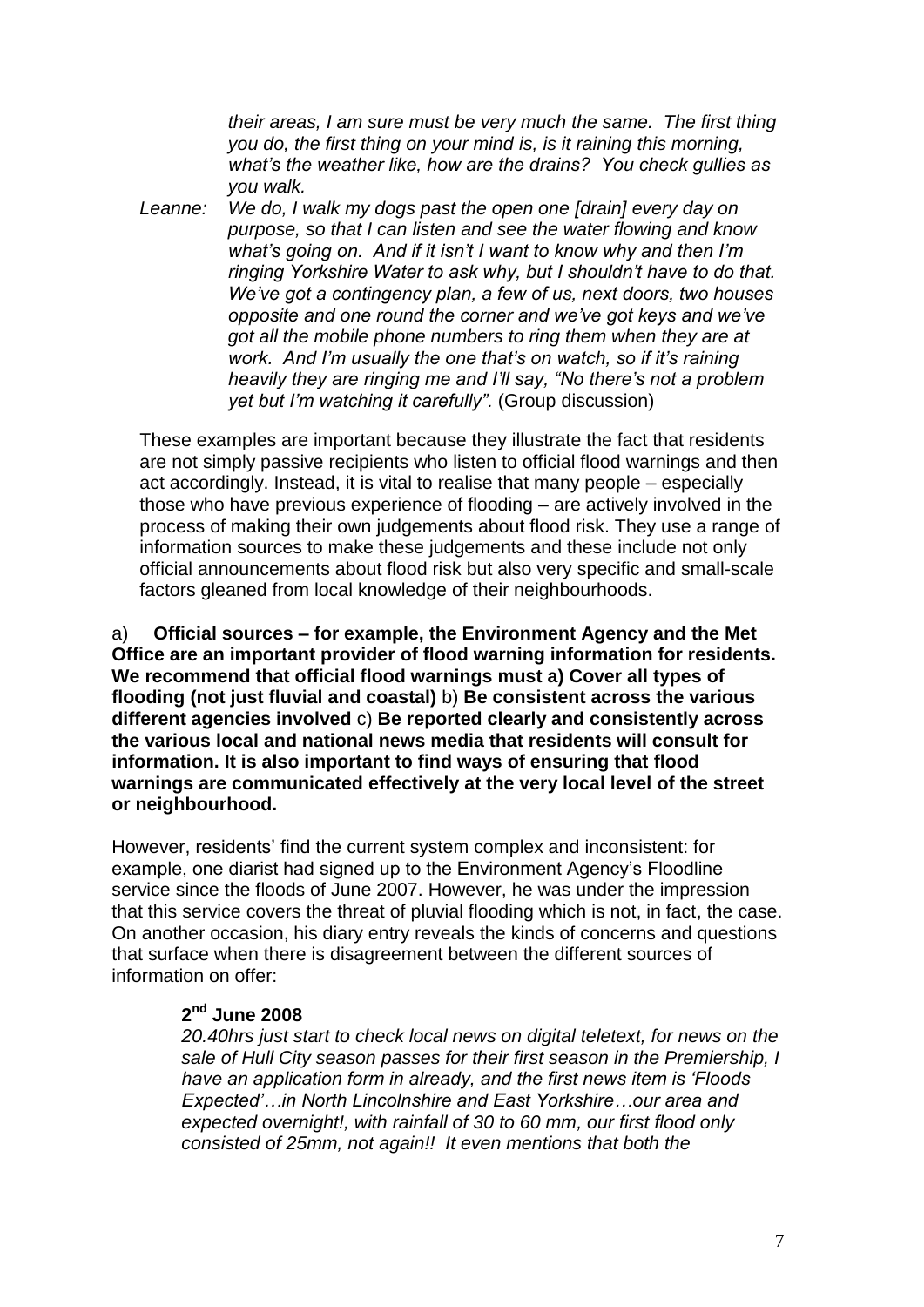*their areas, I am sure must be very much the same. The first thing you do, the first thing on your mind is, is it raining this morning, what's the weather like, how are the drains? You check gullies as you walk.*

*Leanne: We do, I walk my dogs past the open one [drain] every day on purpose, so that I can listen and see the water flowing and know what's going on. And if it isn't I want to know why and then I'm ringing Yorkshire Water to ask why, but I shouldn't have to do that. We've got a contingency plan, a few of us, next doors, two houses opposite and one round the corner and we've got keys and we've got all the mobile phone numbers to ring them when they are at work. And I'm usually the one that's on watch, so if it's raining heavily they are ringing me and I'll say, "No there's not a problem yet but I'm watching it carefully".* (Group discussion)

These examples are important because they illustrate the fact that residents are not simply passive recipients who listen to official flood warnings and then act accordingly. Instead, it is vital to realise that many people – especially those who have previous experience of flooding – are actively involved in the process of making their own judgements about flood risk. They use a range of information sources to make these judgements and these include not only official announcements about flood risk but also very specific and small-scale factors gleaned from local knowledge of their neighbourhoods.

a) **Official sources – for example, the Environment Agency and the Met Office are an important provider of flood warning information for residents. We recommend that official flood warnings must a) Cover all types of flooding (not just fluvial and coastal)** b) **Be consistent across the various different agencies involved** c) **Be reported clearly and consistently across the various local and national news media that residents will consult for information. It is also important to find ways of ensuring that flood warnings are communicated effectively at the very local level of the street or neighbourhood.**

However, residents' find the current system complex and inconsistent: for example, one diarist had signed up to the Environment Agency's Floodline service since the floods of June 2007. However, he was under the impression that this service covers the threat of pluvial flooding which is not, in fact, the case. On another occasion, his diary entry reveals the kinds of concerns and questions that surface when there is disagreement between the different sources of information on offer:

**2nd June 2008**

*20.40hrs just start to check local news on digital teletext, for news on the sale of Hull City season passes for their first season in the Premiership, I have an application form in already, and the first news item is 'Floods Expected'…in North Lincolnshire and East Yorkshire…our area and expected overnight!, with rainfall of 30 to 60 mm, our first flood only consisted of 25mm, not again!! It even mentions that both the*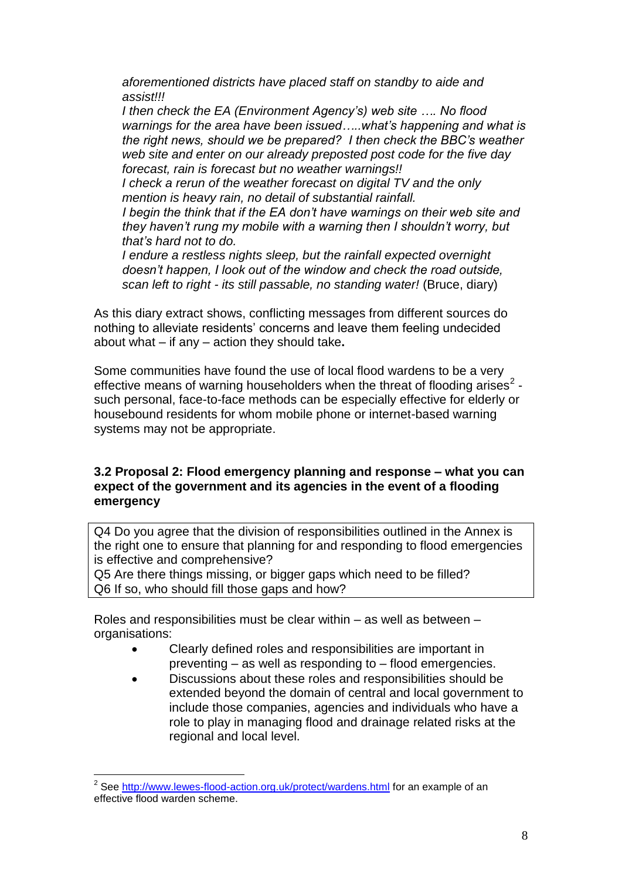*aforementioned districts have placed staff on standby to aide and assist!!!*

*I then check the EA (Environment Agency's) web site …. No flood warnings for the area have been issued…..what's happening and what is the right news, should we be prepared? I then check the BBC's weather web site and enter on our already preposted post code for the five day forecast, rain is forecast but no weather warnings!!*

*I check a rerun of the weather forecast on digital TV and the only mention is heavy rain, no detail of substantial rainfall.*

*I begin the think that if the EA don't have warnings on their web site and they haven't rung my mobile with a warning then I shouldn't worry, but that's hard not to do.*

*I endure a restless nights sleep, but the rainfall expected overnight doesn't happen, I look out of the window and check the road outside, scan left to right - its still passable, no standing water!* (Bruce, diary)

As this diary extract shows, conflicting messages from different sources do nothing to alleviate residents' concerns and leave them feeling undecided about what – if any – action they should take**.**

Some communities have found the use of local flood wardens to be a very effective means of warning householders when the threat of flooding arises[2] - such personal, face-to-face methods can be especially effective for elderly or housebound residents for whom mobile phone or internet-based warning systems may not be appropriate.

### 3.2 Proposal 2: Flood emergency planning and response – what you can expect of the government and its agencies in the event of a flooding emergency

| Q4 Do you agree that the division of responsibilities outlined in the Annex is the right one to ensure that planning for and responding to flood emergencies is effective and comprehensive?<br>Q5 Are there things missing, or bigger gaps which need to be filled?<br>Q6 If so, who should fill those gaps and how? |
|---|

Roles and responsibilities must be clear within – as well as between – organisations:

- Clearly defined roles and responsibilities are important in preventing – as well as responding to – flood emergencies.
- Discussions about these roles and responsibilities should be extended beyond the domain of central and local government to include those companies, agencies and individuals who have a role to play in managing flood and drainage related risks at the regional and local level.

[2] See http://www.lewes-flood-action.org.uk/protect/wardens.html for an example of an effective flood warden scheme.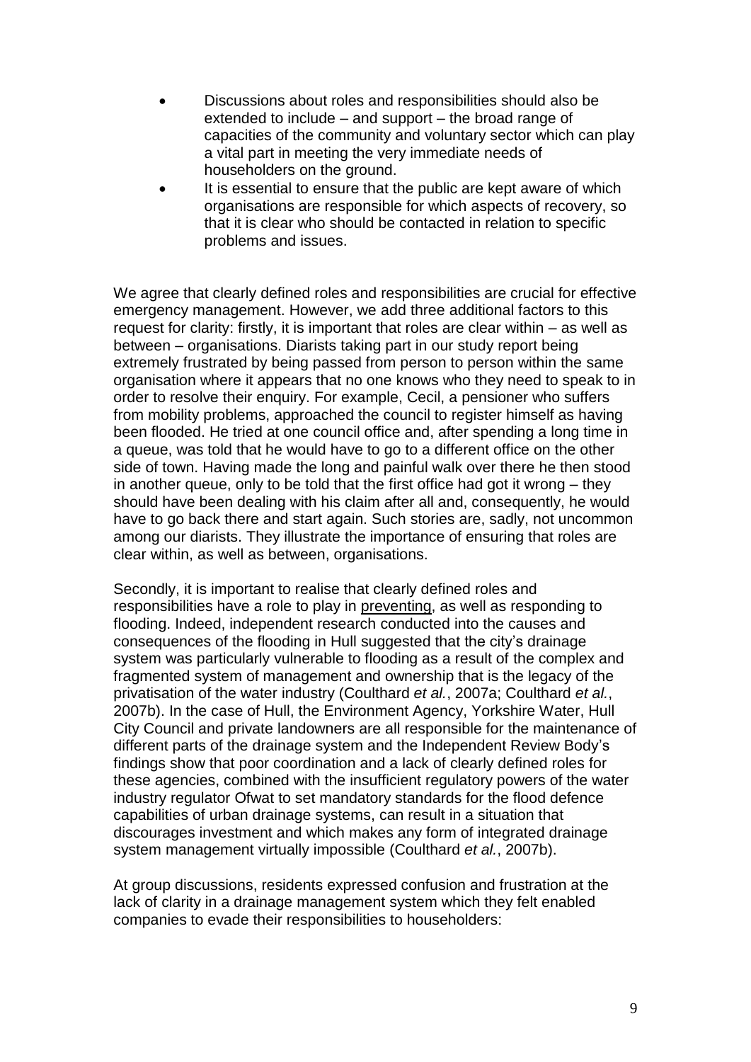- Discussions about roles and responsibilities should also be extended to include – and support – the broad range of capacities of the community and voluntary sector which can play a vital part in meeting the very immediate needs of householders on the ground.
- It is essential to ensure that the public are kept aware of which organisations are responsible for which aspects of recovery, so that it is clear who should be contacted in relation to specific problems and issues.

We agree that clearly defined roles and responsibilities are crucial for effective emergency management. However, we add three additional factors to this request for clarity: firstly, it is important that roles are clear within – as well as between – organisations. Diarists taking part in our study report being extremely frustrated by being passed from person to person within the same organisation where it appears that no one knows who they need to speak to in order to resolve their enquiry. For example, Cecil, a pensioner who suffers from mobility problems, approached the council to register himself as having been flooded. He tried at one council office and, after spending a long time in a queue, was told that he would have to go to a different office on the other side of town. Having made the long and painful walk over there he then stood in another queue, only to be told that the first office had got it wrong – they should have been dealing with his claim after all and, consequently, he would have to go back there and start again. Such stories are, sadly, not uncommon among our diarists. They illustrate the importance of ensuring that roles are clear within, as well as between, organisations.

Secondly, it is important to realise that clearly defined roles and responsibilities have a role to play in <u>preventing</u>, as well as responding to flooding. Indeed, independent research conducted into the causes and consequences of the flooding in Hull suggested that the city's drainage system was particularly vulnerable to flooding as a result of the complex and fragmented system of management and ownership that is the legacy of the privatisation of the water industry (Coulthard *et al.*, 2007a; Coulthard *et al.*, 2007b). In the case of Hull, the Environment Agency, Yorkshire Water, Hull City Council and private landowners are all responsible for the maintenance of different parts of the drainage system and the Independent Review Body's findings show that poor coordination and a lack of clearly defined roles for these agencies, combined with the insufficient regulatory powers of the water industry regulator Ofwat to set mandatory standards for the flood defence capabilities of urban drainage systems, can result in a situation that discourages investment and which makes any form of integrated drainage system management virtually impossible (Coulthard *et al.*, 2007b).

At group discussions, residents expressed confusion and frustration at the lack of clarity in a drainage management system which they felt enabled companies to evade their responsibilities to householders: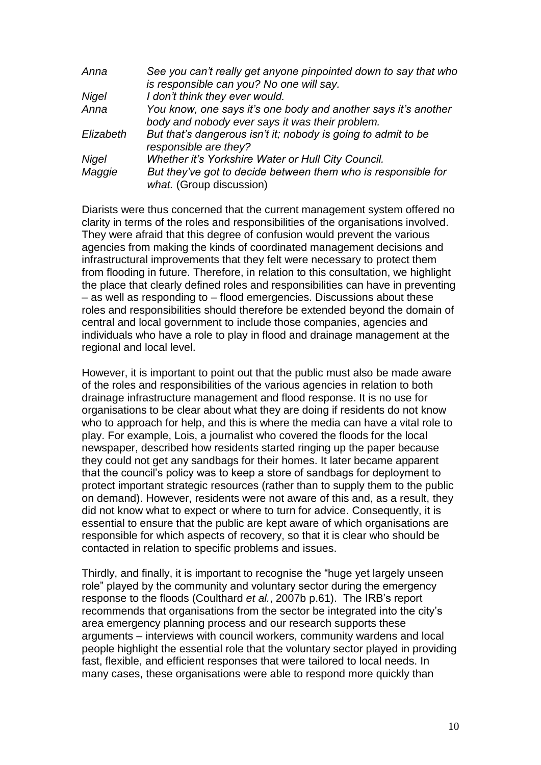| | |
|---|---|
| *Anna* | *See you can't really get anyone pinpointed down to say that who is responsible can you? No one will say.* |
| *Nigel* | *I don't think they ever would.* |
| *Anna* | *You know, one says it's one body and another says it's another body and nobody ever says it was their problem.* |
| *Elizabeth* | *But that's dangerous isn't it; nobody is going to admit to be responsible are they?* |
| *Nigel* | *Whether it's Yorkshire Water or Hull City Council.* |
| *Maggie* | *But they've got to decide between them who is responsible for what.* (Group discussion) |

Diarists were thus concerned that the current management system offered no clarity in terms of the roles and responsibilities of the organisations involved. They were afraid that this degree of confusion would prevent the various agencies from making the kinds of coordinated management decisions and infrastructural improvements that they felt were necessary to protect them from flooding in future. Therefore, in relation to this consultation, we highlight the place that clearly defined roles and responsibilities can have in preventing – as well as responding to – flood emergencies. Discussions about these roles and responsibilities should therefore be extended beyond the domain of central and local government to include those companies, agencies and individuals who have a role to play in flood and drainage management at the regional and local level.

However, it is important to point out that the public must also be made aware of the roles and responsibilities of the various agencies in relation to both drainage infrastructure management and flood response. It is no use for organisations to be clear about what they are doing if residents do not know who to approach for help, and this is where the media can have a vital role to play. For example, Lois, a journalist who covered the floods for the local newspaper, described how residents started ringing up the paper because they could not get any sandbags for their homes. It later became apparent that the council's policy was to keep a store of sandbags for deployment to protect important strategic resources (rather than to supply them to the public on demand). However, residents were not aware of this and, as a result, they did not know what to expect or where to turn for advice. Consequently, it is essential to ensure that the public are kept aware of which organisations are responsible for which aspects of recovery, so that it is clear who should be contacted in relation to specific problems and issues.

Thirdly, and finally, it is important to recognise the "huge yet largely unseen role" played by the community and voluntary sector during the emergency response to the floods (Coulthard *et al.*, 2007b p.61). The IRB's report recommends that organisations from the sector be integrated into the city's area emergency planning process and our research supports these arguments – interviews with council workers, community wardens and local people highlight the essential role that the voluntary sector played in providing fast, flexible, and efficient responses that were tailored to local needs. In many cases, these organisations were able to respond more quickly than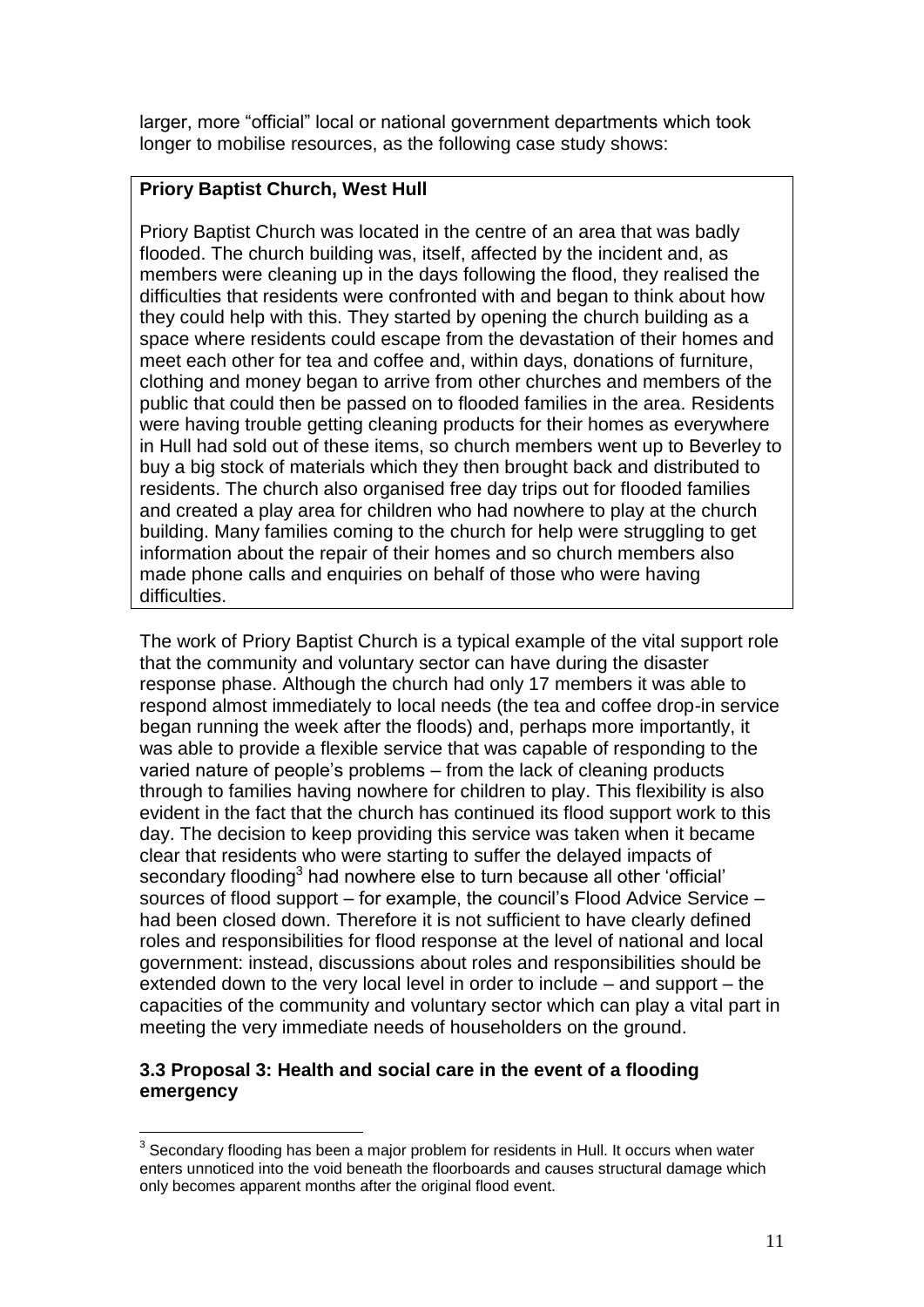larger, more "official" local or national government departments which took longer to mobilise resources, as the following case study shows:

> **Priory Baptist Church, West Hull**
>
> Priory Baptist Church was located in the centre of an area that was badly flooded. The church building was, itself, affected by the incident and, as members were cleaning up in the days following the flood, they realised the difficulties that residents were confronted with and began to think about how they could help with this. They started by opening the church building as a space where residents could escape from the devastation of their homes and meet each other for tea and coffee and, within days, donations of furniture, clothing and money began to arrive from other churches and members of the public that could then be passed on to flooded families in the area. Residents were having trouble getting cleaning products for their homes as everywhere in Hull had sold out of these items, so church members went up to Beverley to buy a big stock of materials which they then brought back and distributed to residents. The church also organised free day trips out for flooded families and created a play area for children who had nowhere to play at the church building. Many families coming to the church for help were struggling to get information about the repair of their homes and so church members also made phone calls and enquiries on behalf of those who were having difficulties.

The work of Priory Baptist Church is a typical example of the vital support role that the community and voluntary sector can have during the disaster response phase. Although the church had only 17 members it was able to respond almost immediately to local needs (the tea and coffee drop-in service began running the week after the floods) and, perhaps more importantly, it was able to provide a flexible service that was capable of responding to the varied nature of people's problems – from the lack of cleaning products through to families having nowhere for children to play. This flexibility is also evident in the fact that the church has continued its flood support work to this day. The decision to keep providing this service was taken when it became clear that residents who were starting to suffer the delayed impacts of secondary flooding[3] had nowhere else to turn because all other 'official' sources of flood support – for example, the council's Flood Advice Service – had been closed down. Therefore it is not sufficient to have clearly defined roles and responsibilities for flood response at the level of national and local government: instead, discussions about roles and responsibilities should be extended down to the very local level in order to include – and support – the capacities of the community and voluntary sector which can play a vital part in meeting the very immediate needs of householders on the ground.

### 3.3 Proposal 3: Health and social care in the event of a flooding emergency

[3] Secondary flooding has been a major problem for residents in Hull. It occurs when water enters unnoticed into the void beneath the floorboards and causes structural damage which only becomes apparent months after the original flood event.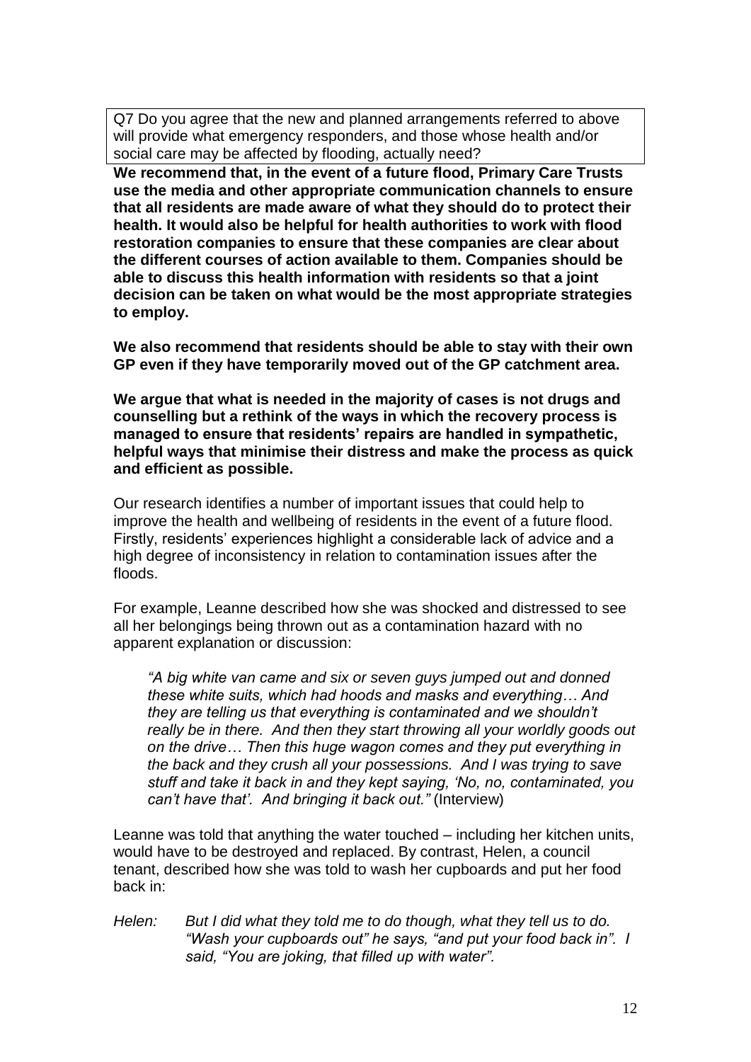Q7 Do you agree that the new and planned arrangements referred to above will provide what emergency responders, and those whose health and/or social care may be affected by flooding, actually need?

**We recommend that, in the event of a future flood, Primary Care Trusts use the media and other appropriate communication channels to ensure that all residents are made aware of what they should do to protect their health. It would also be helpful for health authorities to work with flood restoration companies to ensure that these companies are clear about the different courses of action available to them. Companies should be able to discuss this health information with residents so that a joint decision can be taken on what would be the most appropriate strategies to employ.**

**We also recommend that residents should be able to stay with their own GP even if they have temporarily moved out of the GP catchment area.**

**We argue that what is needed in the majority of cases is not drugs and counselling but a rethink of the ways in which the recovery process is managed to ensure that residents' repairs are handled in sympathetic, helpful ways that minimise their distress and make the process as quick and efficient as possible.**

Our research identifies a number of important issues that could help to improve the health and wellbeing of residents in the event of a future flood. Firstly, residents' experiences highlight a considerable lack of advice and a high degree of inconsistency in relation to contamination issues after the floods.

For example, Leanne described how she was shocked and distressed to see all her belongings being thrown out as a contamination hazard with no apparent explanation or discussion:

> *"A big white van came and six or seven guys jumped out and donned these white suits, which had hoods and masks and everything… And they are telling us that everything is contaminated and we shouldn't really be in there. And then they start throwing all your worldly goods out on the drive… Then this huge wagon comes and they put everything in the back and they crush all your possessions. And I was trying to save stuff and take it back in and they kept saying, 'No, no, contaminated, you can't have that'. And bringing it back out."* (Interview)

Leanne was told that anything the water touched – including her kitchen units, would have to be destroyed and replaced. By contrast, Helen, a council tenant, described how she was told to wash her cupboards and put her food back in:

*Helen:* *But I did what they told me to do though, what they tell us to do. "Wash your cupboards out" he says, "and put your food back in". I said, "You are joking, that filled up with water".*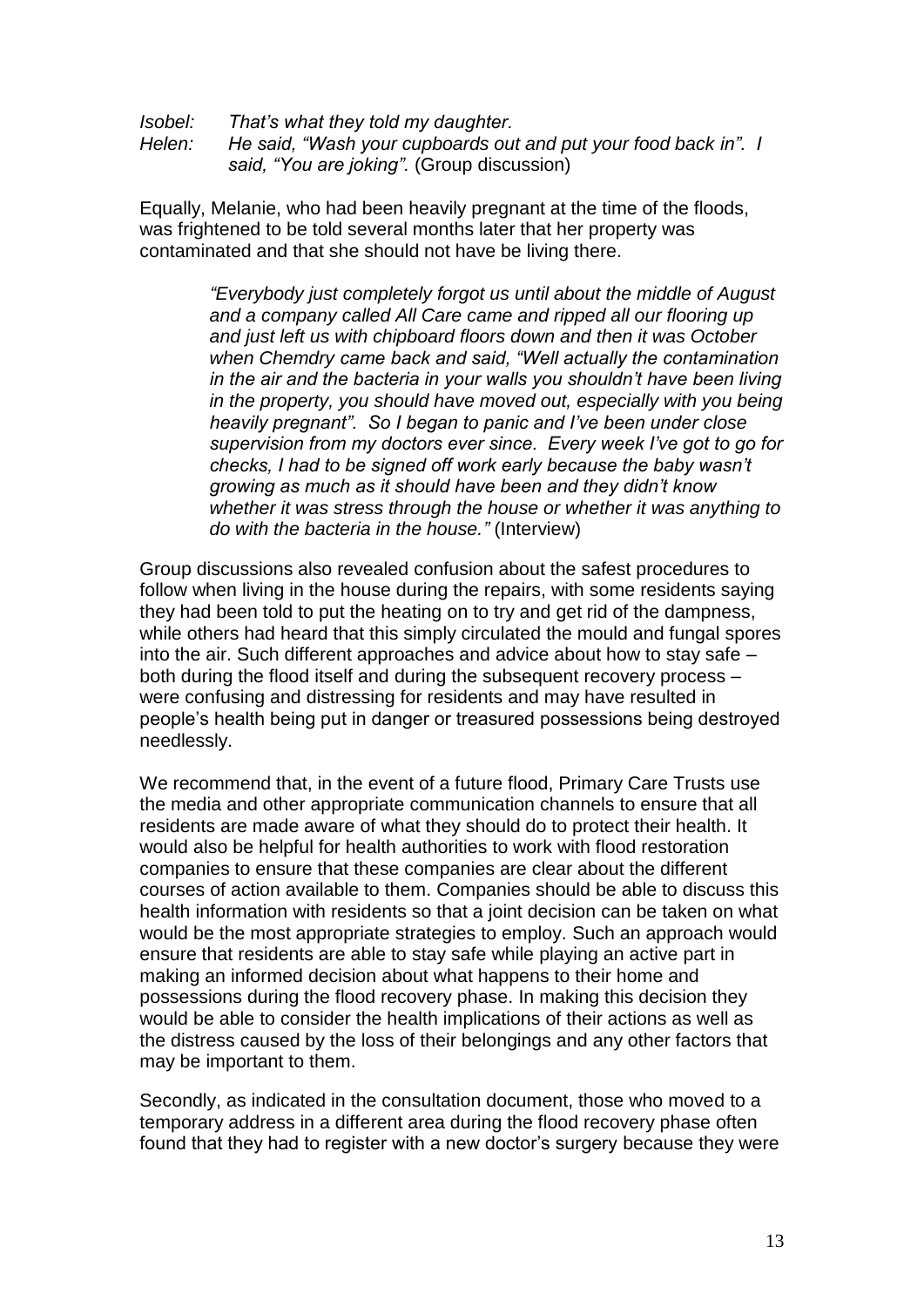*Isobel: That's what they told my daughter.*
*Helen: He said, "Wash your cupboards out and put your food back in". I said, "You are joking".* (Group discussion)

Equally, Melanie, who had been heavily pregnant at the time of the floods, was frightened to be told several months later that her property was contaminated and that she should not have be living there.

> *"Everybody just completely forgot us until about the middle of August and a company called All Care came and ripped all our flooring up and just left us with chipboard floors down and then it was October when Chemdry came back and said, "Well actually the contamination in the air and the bacteria in your walls you shouldn't have been living in the property, you should have moved out, especially with you being heavily pregnant". So I began to panic and I've been under close supervision from my doctors ever since. Every week I've got to go for checks, I had to be signed off work early because the baby wasn't growing as much as it should have been and they didn't know whether it was stress through the house or whether it was anything to do with the bacteria in the house."* (Interview)

Group discussions also revealed confusion about the safest procedures to follow when living in the house during the repairs, with some residents saying they had been told to put the heating on to try and get rid of the dampness, while others had heard that this simply circulated the mould and fungal spores into the air. Such different approaches and advice about how to stay safe – both during the flood itself and during the subsequent recovery process – were confusing and distressing for residents and may have resulted in people's health being put in danger or treasured possessions being destroyed needlessly.

We recommend that, in the event of a future flood, Primary Care Trusts use the media and other appropriate communication channels to ensure that all residents are made aware of what they should do to protect their health. It would also be helpful for health authorities to work with flood restoration companies to ensure that these companies are clear about the different courses of action available to them. Companies should be able to discuss this health information with residents so that a joint decision can be taken on what would be the most appropriate strategies to employ. Such an approach would ensure that residents are able to stay safe while playing an active part in making an informed decision about what happens to their home and possessions during the flood recovery phase. In making this decision they would be able to consider the health implications of their actions as well as the distress caused by the loss of their belongings and any other factors that may be important to them.

Secondly, as indicated in the consultation document, those who moved to a temporary address in a different area during the flood recovery phase often found that they had to register with a new doctor's surgery because they were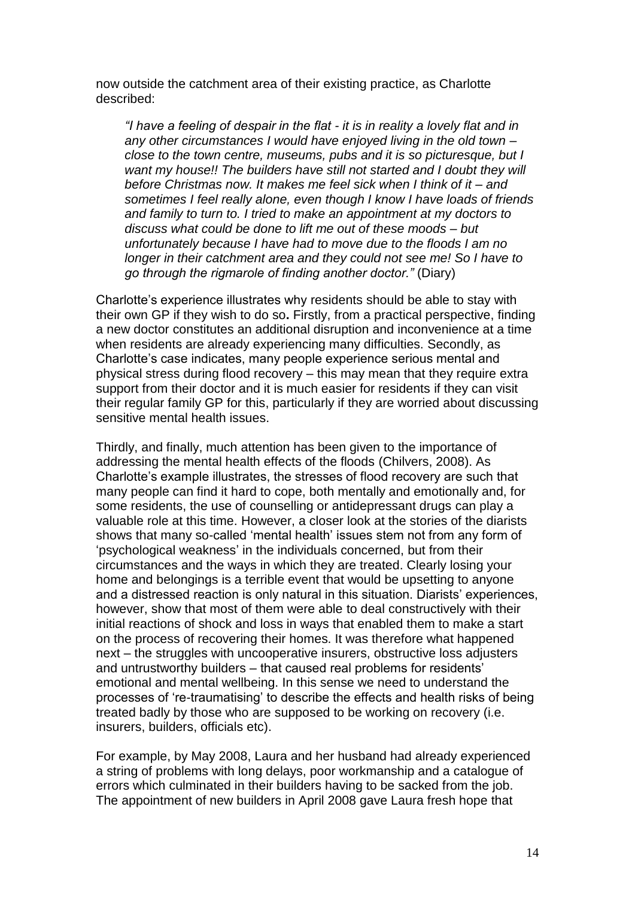now outside the catchment area of their existing practice, as Charlotte described:

> *"I have a feeling of despair in the flat - it is in reality a lovely flat and in any other circumstances I would have enjoyed living in the old town – close to the town centre, museums, pubs and it is so picturesque, but I want my house!! The builders have still not started and I doubt they will before Christmas now. It makes me feel sick when I think of it – and sometimes I feel really alone, even though I know I have loads of friends and family to turn to. I tried to make an appointment at my doctors to discuss what could be done to lift me out of these moods – but unfortunately because I have had to move due to the floods I am no longer in their catchment area and they could not see me! So I have to go through the rigmarole of finding another doctor."* (Diary)

Charlotte's experience illustrates why residents should be able to stay with their own GP if they wish to do so**.** Firstly, from a practical perspective, finding a new doctor constitutes an additional disruption and inconvenience at a time when residents are already experiencing many difficulties. Secondly, as Charlotte's case indicates, many people experience serious mental and physical stress during flood recovery – this may mean that they require extra support from their doctor and it is much easier for residents if they can visit their regular family GP for this, particularly if they are worried about discussing sensitive mental health issues.

Thirdly, and finally, much attention has been given to the importance of addressing the mental health effects of the floods (Chilvers, 2008). As Charlotte's example illustrates, the stresses of flood recovery are such that many people can find it hard to cope, both mentally and emotionally and, for some residents, the use of counselling or antidepressant drugs can play a valuable role at this time. However, a closer look at the stories of the diarists shows that many so-called 'mental health' issues stem not from any form of 'psychological weakness' in the individuals concerned, but from their circumstances and the ways in which they are treated. Clearly losing your home and belongings is a terrible event that would be upsetting to anyone and a distressed reaction is only natural in this situation. Diarists' experiences, however, show that most of them were able to deal constructively with their initial reactions of shock and loss in ways that enabled them to make a start on the process of recovering their homes. It was therefore what happened next – the struggles with uncooperative insurers, obstructive loss adjusters and untrustworthy builders – that caused real problems for residents' emotional and mental wellbeing. In this sense we need to understand the processes of 're-traumatising' to describe the effects and health risks of being treated badly by those who are supposed to be working on recovery (i.e. insurers, builders, officials etc).

For example, by May 2008, Laura and her husband had already experienced a string of problems with long delays, poor workmanship and a catalogue of errors which culminated in their builders having to be sacked from the job. The appointment of new builders in April 2008 gave Laura fresh hope that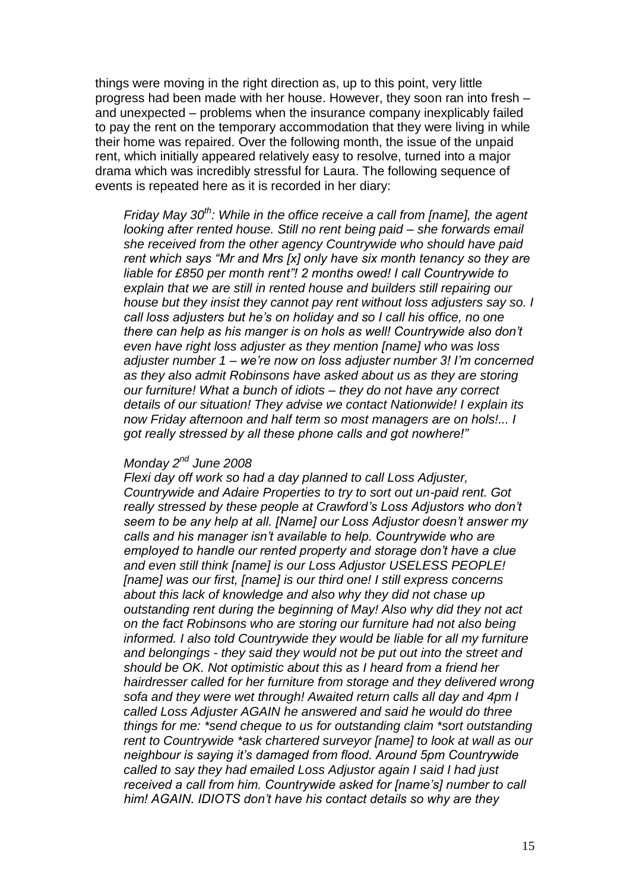things were moving in the right direction as, up to this point, very little progress had been made with her house. However, they soon ran into fresh – and unexpected – problems when the insurance company inexplicably failed to pay the rent on the temporary accommodation that they were living in while their home was repaired. Over the following month, the issue of the unpaid rent, which initially appeared relatively easy to resolve, turned into a major drama which was incredibly stressful for Laura. The following sequence of events is repeated here as it is recorded in her diary:

> *Friday May 30th: While in the office receive a call from [name], the agent looking after rented house. Still no rent being paid – she forwards email she received from the other agency Countrywide who should have paid rent which says "Mr and Mrs [x] only have six month tenancy so they are liable for £850 per month rent"! 2 months owed! I call Countrywide to explain that we are still in rented house and builders still repairing our house but they insist they cannot pay rent without loss adjusters say so. I call loss adjusters but he's on holiday and so I call his office, no one there can help as his manger is on hols as well! Countrywide also don't even have right loss adjuster as they mention [name] who was loss adjuster number 1 – we're now on loss adjuster number 3! I'm concerned as they also admit Robinsons have asked about us as they are storing our furniture! What a bunch of idiots – they do not have any correct details of our situation! They advise we contact Nationwide! I explain its now Friday afternoon and half term so most managers are on hols!... I got really stressed by all these phone calls and got nowhere!"*
>
> *Monday 2nd June 2008*
> *Flexi day off work so had a day planned to call Loss Adjuster, Countrywide and Adaire Properties to try to sort out un-paid rent. Got really stressed by these people at Crawford's Loss Adjustors who don't seem to be any help at all. [Name] our Loss Adjustor doesn't answer my calls and his manager isn't available to help. Countrywide who are employed to handle our rented property and storage don't have a clue and even still think [name] is our Loss Adjustor USELESS PEOPLE! [name] was our first, [name] is our third one! I still express concerns about this lack of knowledge and also why they did not chase up outstanding rent during the beginning of May! Also why did they not act on the fact Robinsons who are storing our furniture had not also being informed. I also told Countrywide they would be liable for all my furniture and belongings - they said they would not be put out into the street and should be OK. Not optimistic about this as I heard from a friend her hairdresser called for her furniture from storage and they delivered wrong sofa and they were wet through! Awaited return calls all day and 4pm I called Loss Adjuster AGAIN he answered and said he would do three things for me: *send cheque to us for outstanding claim *sort outstanding rent to Countrywide *ask chartered surveyor [name] to look at wall as our neighbour is saying it's damaged from flood. Around 5pm Countrywide called to say they had emailed Loss Adjustor again I said I had just received a call from him. Countrywide asked for [name's] number to call him! AGAIN. IDIOTS don't have his contact details so why are they*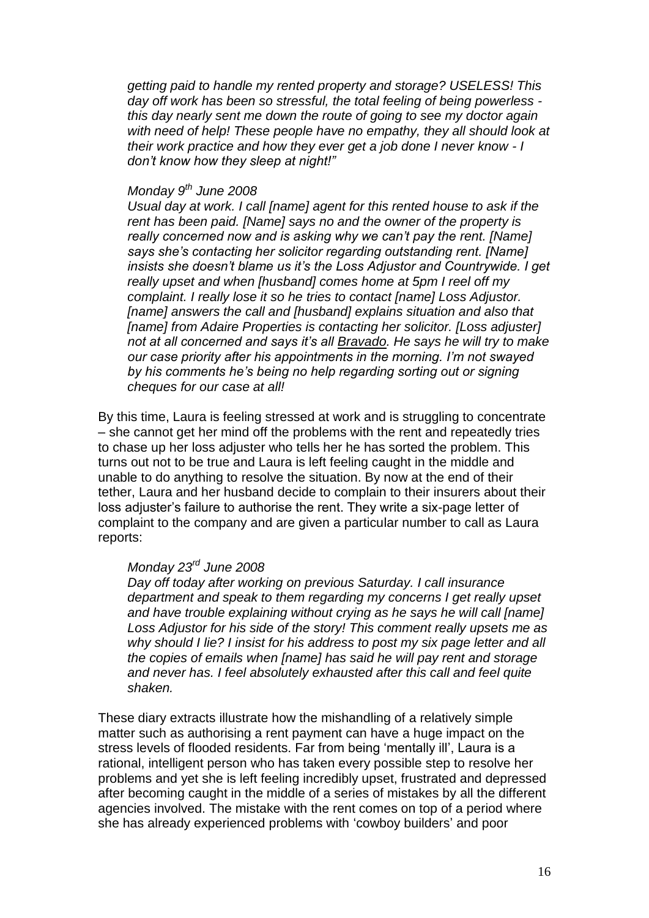*getting paid to handle my rented property and storage? USELESS! This day off work has been so stressful, the total feeling of being powerless - this day nearly sent me down the route of going to see my doctor again with need of help! These people have no empathy, they all should look at their work practice and how they ever get a job done I never know - I don't know how they sleep at night!"*

*Monday 9th June 2008*
*Usual day at work. I call [name] agent for this rented house to ask if the rent has been paid. [Name] says no and the owner of the property is really concerned now and is asking why we can't pay the rent. [Name] says she's contacting her solicitor regarding outstanding rent. [Name] insists she doesn't blame us it's the Loss Adjustor and Countrywide. I get really upset and when [husband] comes home at 5pm I reel off my complaint. I really lose it so he tries to contact [name] Loss Adjustor. [name] answers the call and [husband] explains situation and also that [name] from Adaire Properties is contacting her solicitor. [Loss adjuster] not at all concerned and says it's all <u>Bravado</u>. He says he will try to make our case priority after his appointments in the morning. I'm not swayed by his comments he's being no help regarding sorting out or signing cheques for our case at all!*

By this time, Laura is feeling stressed at work and is struggling to concentrate – she cannot get her mind off the problems with the rent and repeatedly tries to chase up her loss adjuster who tells her he has sorted the problem. This turns out not to be true and Laura is left feeling caught in the middle and unable to do anything to resolve the situation. By now at the end of their tether, Laura and her husband decide to complain to their insurers about their loss adjuster's failure to authorise the rent. They write a six-page letter of complaint to the company and are given a particular number to call as Laura reports:

*Monday 23rd June 2008*
*Day off today after working on previous Saturday. I call insurance department and speak to them regarding my concerns I get really upset and have trouble explaining without crying as he says he will call [name] Loss Adjustor for his side of the story! This comment really upsets me as why should I lie? I insist for his address to post my six page letter and all the copies of emails when [name] has said he will pay rent and storage and never has. I feel absolutely exhausted after this call and feel quite shaken.*

These diary extracts illustrate how the mishandling of a relatively simple matter such as authorising a rent payment can have a huge impact on the stress levels of flooded residents. Far from being 'mentally ill', Laura is a rational, intelligent person who has taken every possible step to resolve her problems and yet she is left feeling incredibly upset, frustrated and depressed after becoming caught in the middle of a series of mistakes by all the different agencies involved. The mistake with the rent comes on top of a period where she has already experienced problems with 'cowboy builders' and poor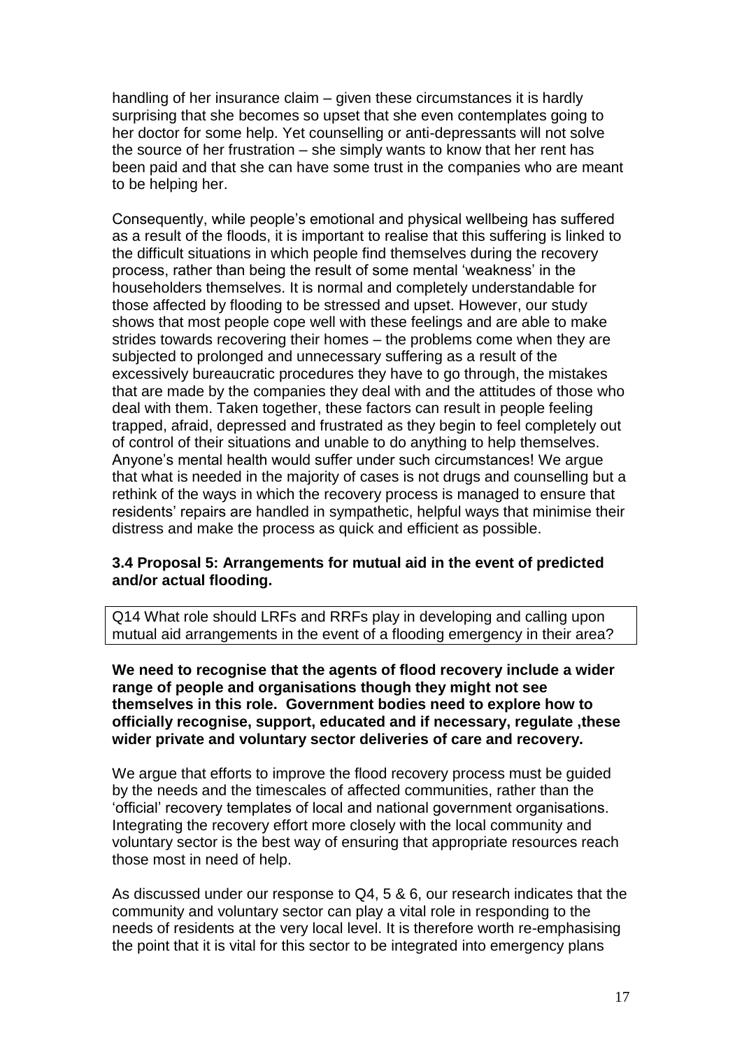handling of her insurance claim – given these circumstances it is hardly surprising that she becomes so upset that she even contemplates going to her doctor for some help. Yet counselling or anti-depressants will not solve the source of her frustration – she simply wants to know that her rent has been paid and that she can have some trust in the companies who are meant to be helping her.

Consequently, while people's emotional and physical wellbeing has suffered as a result of the floods, it is important to realise that this suffering is linked to the difficult situations in which people find themselves during the recovery process, rather than being the result of some mental 'weakness' in the householders themselves. It is normal and completely understandable for those affected by flooding to be stressed and upset. However, our study shows that most people cope well with these feelings and are able to make strides towards recovering their homes – the problems come when they are subjected to prolonged and unnecessary suffering as a result of the excessively bureaucratic procedures they have to go through, the mistakes that are made by the companies they deal with and the attitudes of those who deal with them. Taken together, these factors can result in people feeling trapped, afraid, depressed and frustrated as they begin to feel completely out of control of their situations and unable to do anything to help themselves. Anyone's mental health would suffer under such circumstances! We argue that what is needed in the majority of cases is not drugs and counselling but a rethink of the ways in which the recovery process is managed to ensure that residents' repairs are handled in sympathetic, helpful ways that minimise their distress and make the process as quick and efficient as possible.

### 3.4 Proposal 5: Arrangements for mutual aid in the event of predicted and/or actual flooding.

| Q14 What role should LRFs and RRFs play in developing and calling upon mutual aid arrangements in the event of a flooding emergency in their area? |
|---|

**We need to recognise that the agents of flood recovery include a wider range of people and organisations though they might not see themselves in this role. Government bodies need to explore how to officially recognise, support, educated and if necessary, regulate ,these wider private and voluntary sector deliveries of care and recovery.**

We argue that efforts to improve the flood recovery process must be guided by the needs and the timescales of affected communities, rather than the 'official' recovery templates of local and national government organisations. Integrating the recovery effort more closely with the local community and voluntary sector is the best way of ensuring that appropriate resources reach those most in need of help.

As discussed under our response to Q4, 5 & 6, our research indicates that the community and voluntary sector can play a vital role in responding to the needs of residents at the very local level. It is therefore worth re-emphasising the point that it is vital for this sector to be integrated into emergency plans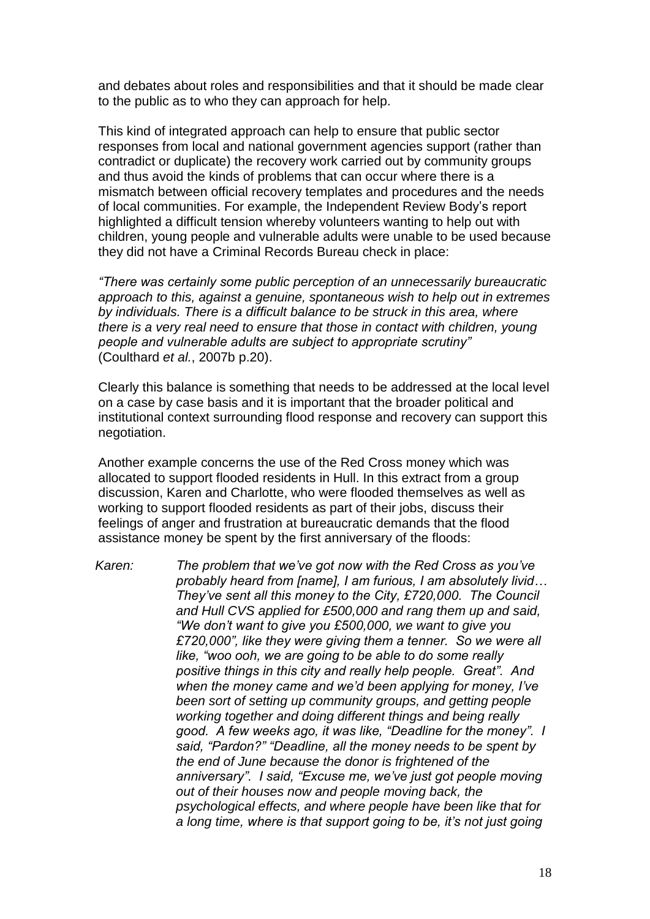and debates about roles and responsibilities and that it should be made clear to the public as to who they can approach for help.

This kind of integrated approach can help to ensure that public sector responses from local and national government agencies support (rather than contradict or duplicate) the recovery work carried out by community groups and thus avoid the kinds of problems that can occur where there is a mismatch between official recovery templates and procedures and the needs of local communities. For example, the Independent Review Body's report highlighted a difficult tension whereby volunteers wanting to help out with children, young people and vulnerable adults were unable to be used because they did not have a Criminal Records Bureau check in place:

*"There was certainly some public perception of an unnecessarily bureaucratic approach to this, against a genuine, spontaneous wish to help out in extremes by individuals. There is a difficult balance to be struck in this area, where there is a very real need to ensure that those in contact with children, young people and vulnerable adults are subject to appropriate scrutiny"* (Coulthard *et al.*, 2007b p.20).

Clearly this balance is something that needs to be addressed at the local level on a case by case basis and it is important that the broader political and institutional context surrounding flood response and recovery can support this negotiation.

Another example concerns the use of the Red Cross money which was allocated to support flooded residents in Hull. In this extract from a group discussion, Karen and Charlotte, who were flooded themselves as well as working to support flooded residents as part of their jobs, discuss their feelings of anger and frustration at bureaucratic demands that the flood assistance money be spent by the first anniversary of the floods:

*Karen:* *The problem that we've got now with the Red Cross as you've probably heard from [name], I am furious, I am absolutely livid… They've sent all this money to the City, £720,000. The Council and Hull CVS applied for £500,000 and rang them up and said, "We don't want to give you £500,000, we want to give you £720,000", like they were giving them a tenner. So we were all like, "woo ooh, we are going to be able to do some really positive things in this city and really help people. Great". And when the money came and we'd been applying for money, I've been sort of setting up community groups, and getting people working together and doing different things and being really good. A few weeks ago, it was like, "Deadline for the money". I said, "Pardon?" "Deadline, all the money needs to be spent by the end of June because the donor is frightened of the anniversary". I said, "Excuse me, we've just got people moving out of their houses now and people moving back, the psychological effects, and where people have been like that for a long time, where is that support going to be, it's not just going*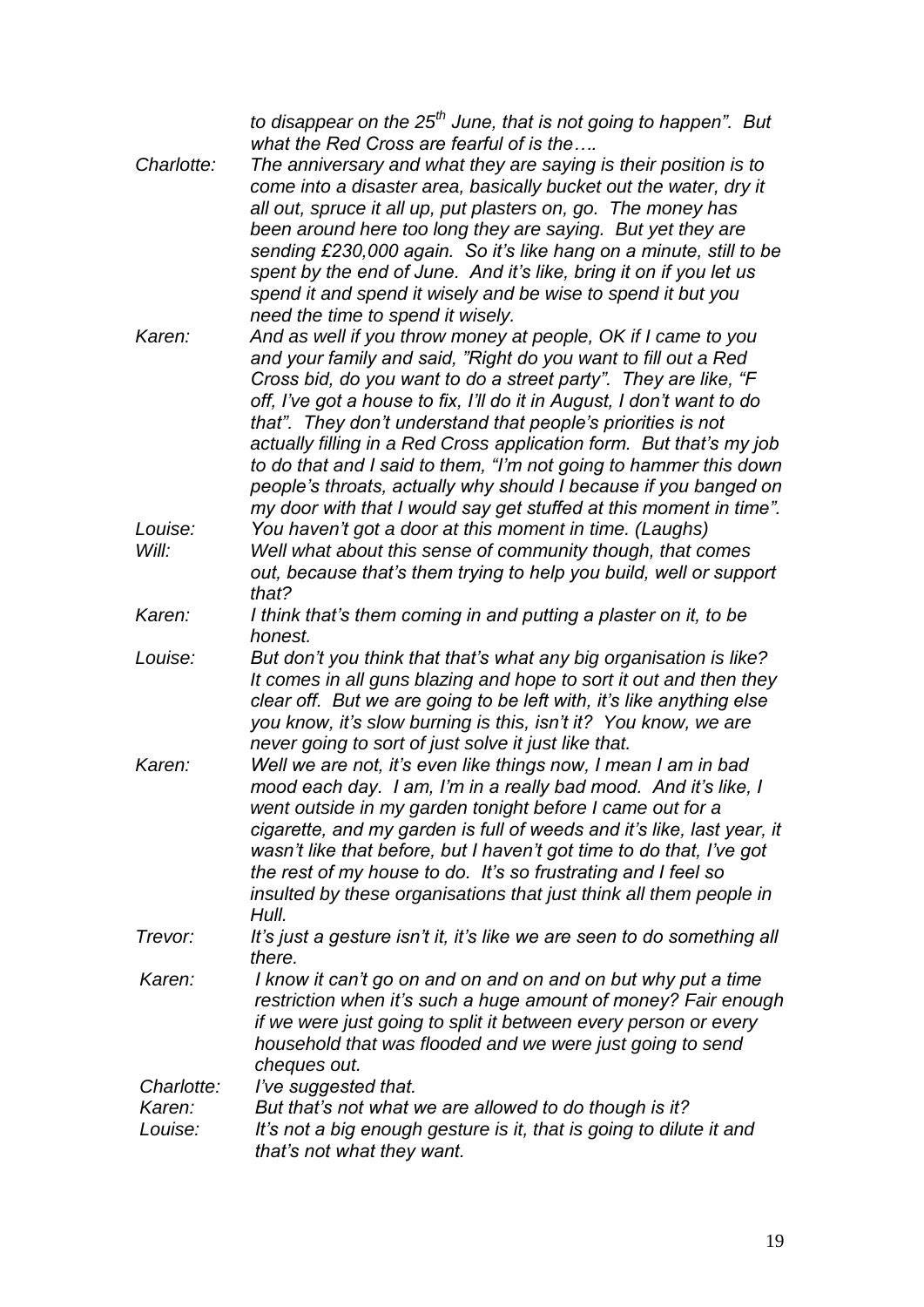*to disappear on the 25th June, that is not going to happen". But what the Red Cross are fearful of is the….*

*Charlotte:* *The anniversary and what they are saying is their position is to come into a disaster area, basically bucket out the water, dry it all out, spruce it all up, put plasters on, go. The money has been around here too long they are saying. But yet they are sending £230,000 again. So it's like hang on a minute, still to be spent by the end of June. And it's like, bring it on if you let us spend it and spend it wisely and be wise to spend it but you need the time to spend it wisely.*

*Karen:* *And as well if you throw money at people, OK if I came to you and your family and said, "Right do you want to fill out a Red Cross bid, do you want to do a street party". They are like, "F off, I've got a house to fix, I'll do it in August, I don't want to do that". They don't understand that people's priorities is not actually filling in a Red Cross application form. But that's my job to do that and I said to them, "I'm not going to hammer this down people's throats, actually why should I because if you banged on my door with that I would say get stuffed at this moment in time".*

*Louise:* *You haven't got a door at this moment in time. (Laughs)*

*Will:* *Well what about this sense of community though, that comes out, because that's them trying to help you build, well or support that?*

*Karen:* *I think that's them coming in and putting a plaster on it, to be honest.*

*Louise:* *But don't you think that that's what any big organisation is like? It comes in all guns blazing and hope to sort it out and then they clear off. But we are going to be left with, it's like anything else you know, it's slow burning is this, isn't it? You know, we are never going to sort of just solve it just like that.*

*Karen:* *Well we are not, it's even like things now, I mean I am in bad mood each day. I am, I'm in a really bad mood. And it's like, I went outside in my garden tonight before I came out for a cigarette, and my garden is full of weeds and it's like, last year, it wasn't like that before, but I haven't got time to do that, I've got the rest of my house to do. It's so frustrating and I feel so insulted by these organisations that just think all them people in Hull.*

*Trevor:* *It's just a gesture isn't it, it's like we are seen to do something all there.*

*Karen:* *I know it can't go on and on and on and on but why put a time restriction when it's such a huge amount of money? Fair enough if we were just going to split it between every person or every household that was flooded and we were just going to send cheques out.*

*Charlotte:* *I've suggested that.*

*Karen:* *But that's not what we are allowed to do though is it?*

*Louise:* *It's not a big enough gesture is it, that is going to dilute it and that's not what they want.*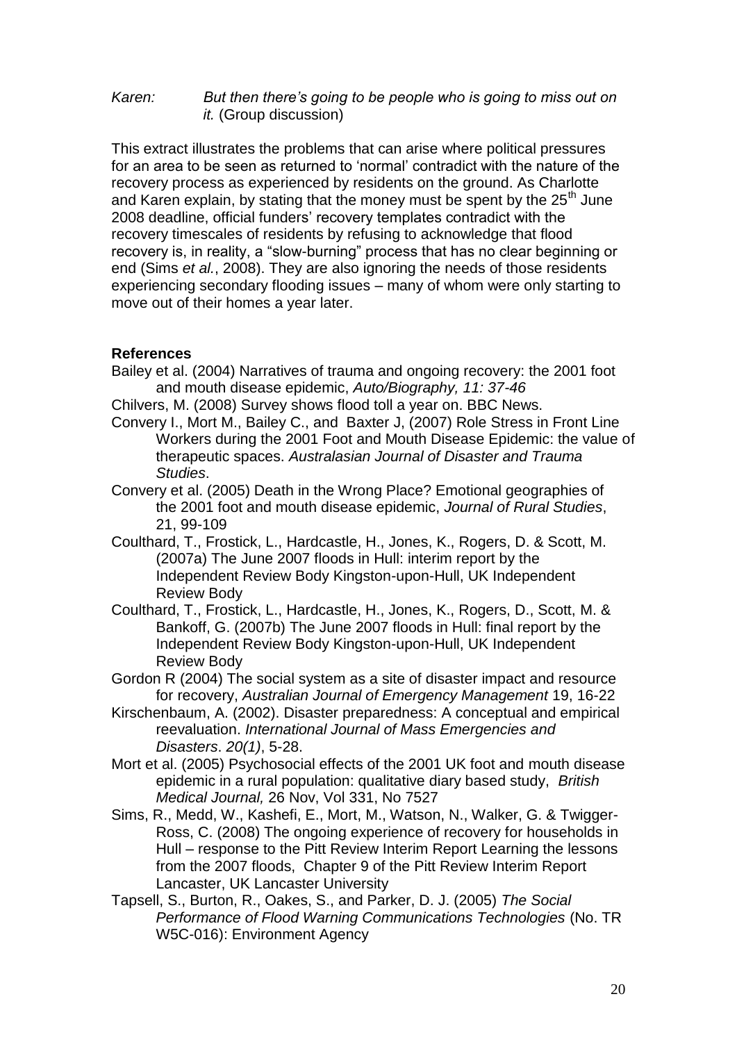*Karen: But then there's going to be people who is going to miss out on it.* (Group discussion)

This extract illustrates the problems that can arise where political pressures for an area to be seen as returned to 'normal' contradict with the nature of the recovery process as experienced by residents on the ground. As Charlotte and Karen explain, by stating that the money must be spent by the 25th June 2008 deadline, official funders' recovery templates contradict with the recovery timescales of residents by refusing to acknowledge that flood recovery is, in reality, a "slow-burning" process that has no clear beginning or end (Sims *et al.*, 2008). They are also ignoring the needs of those residents experiencing secondary flooding issues – many of whom were only starting to move out of their homes a year later.

## References

Bailey et al. (2004) Narratives of trauma and ongoing recovery: the 2001 foot and mouth disease epidemic, *Auto/Biography, 11: 37-46*

Chilvers, M. (2008) Survey shows flood toll a year on. BBC News.

Convery I., Mort M., Bailey C., and Baxter J, (2007) Role Stress in Front Line Workers during the 2001 Foot and Mouth Disease Epidemic: the value of therapeutic spaces. *Australasian Journal of Disaster and Trauma Studies*.

Convery et al. (2005) Death in the Wrong Place? Emotional geographies of the 2001 foot and mouth disease epidemic, *Journal of Rural Studies*, 21, 99-109

Coulthard, T., Frostick, L., Hardcastle, H., Jones, K., Rogers, D. & Scott, M. (2007a) The June 2007 floods in Hull: interim report by the Independent Review Body Kingston-upon-Hull, UK Independent Review Body

Coulthard, T., Frostick, L., Hardcastle, H., Jones, K., Rogers, D., Scott, M. & Bankoff, G. (2007b) The June 2007 floods in Hull: final report by the Independent Review Body Kingston-upon-Hull, UK Independent Review Body

Gordon R (2004) The social system as a site of disaster impact and resource for recovery, *Australian Journal of Emergency Management* 19, 16-22

Kirschenbaum, A. (2002). Disaster preparedness: A conceptual and empirical reevaluation. *International Journal of Mass Emergencies and Disasters*. *20(1)*, 5-28.

Mort et al. (2005) Psychosocial effects of the 2001 UK foot and mouth disease epidemic in a rural population: qualitative diary based study, *British Medical Journal,* 26 Nov, Vol 331, No 7527

Sims, R., Medd, W., Kashefi, E., Mort, M., Watson, N., Walker, G. & Twigger-Ross, C. (2008) The ongoing experience of recovery for households in Hull – response to the Pitt Review Interim Report Learning the lessons from the 2007 floods, Chapter 9 of the Pitt Review Interim Report Lancaster, UK Lancaster University

Tapsell, S., Burton, R., Oakes, S., and Parker, D. J. (2005) *The Social Performance of Flood Warning Communications Technologies* (No. TR W5C-016): Environment Agency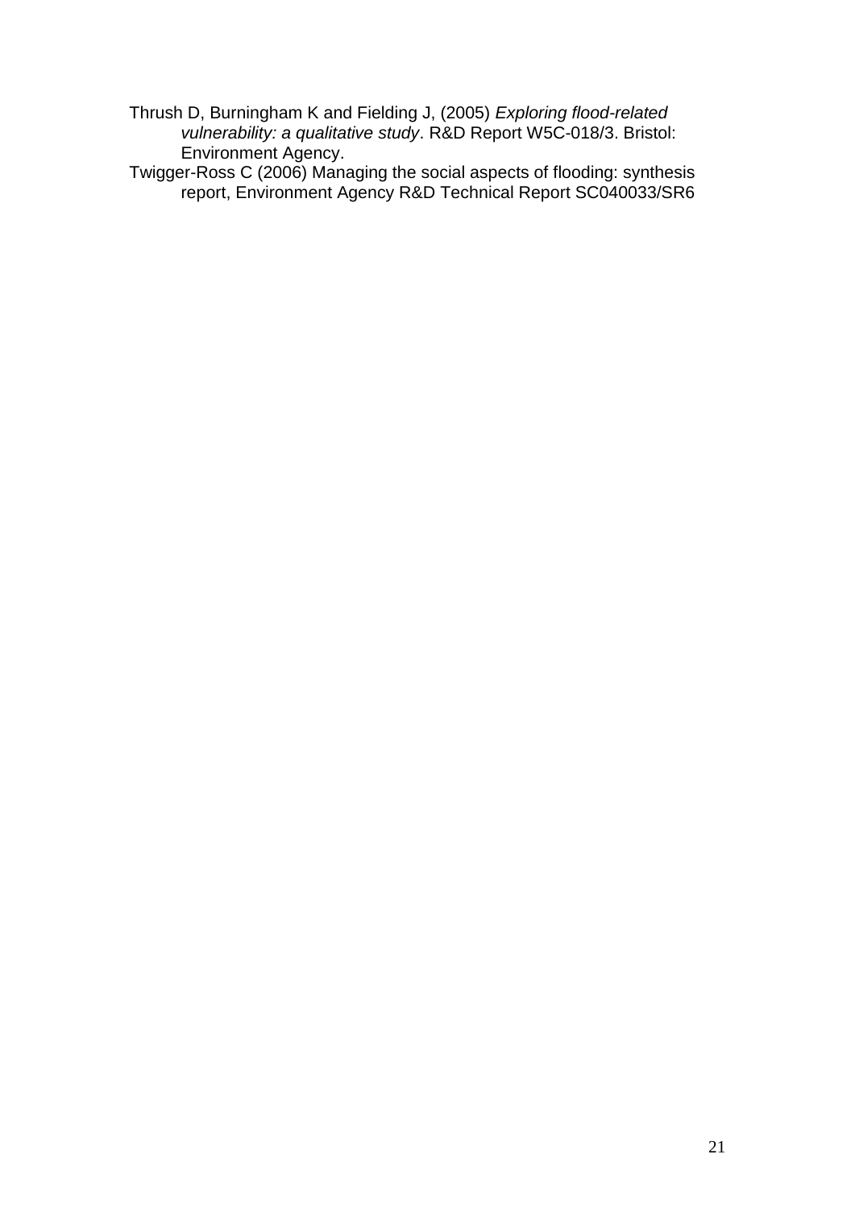Thrush D, Burningham K and Fielding J, (2005) *Exploring flood-related vulnerability: a qualitative study*. R&D Report W5C-018/3. Bristol: Environment Agency.

Twigger-Ross C (2006) Managing the social aspects of flooding: synthesis report, Environment Agency R&D Technical Report SC040033/SR6